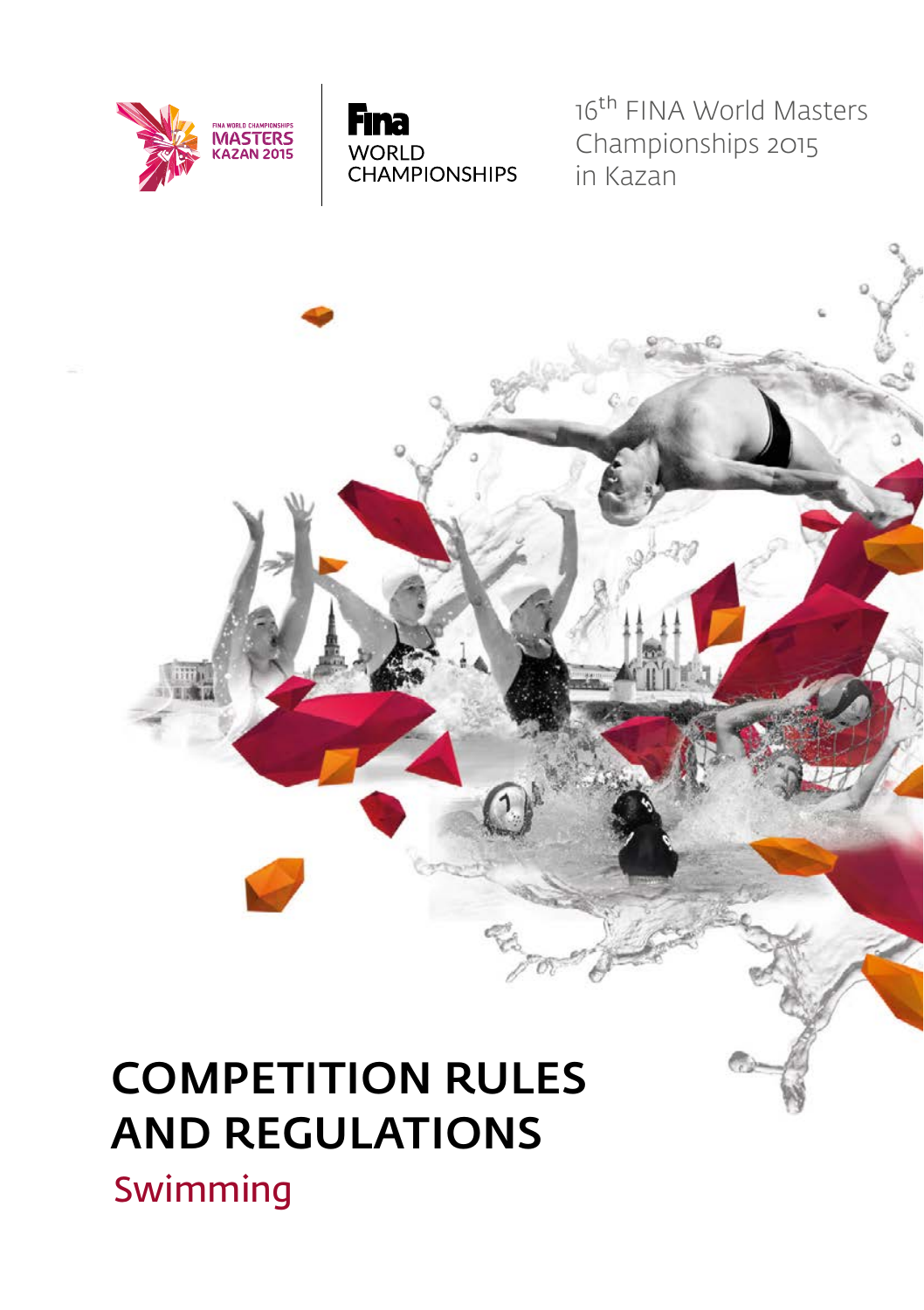FINA WORLD CHAMPIONSHIPS MASTERS KAZAN 2015

Fina WORLD CHAMPIONSHIPS

16th FINA World Masters Championships 2015 in Kazan

# COMPETITION RULES AND REGULATIONS

## Swimming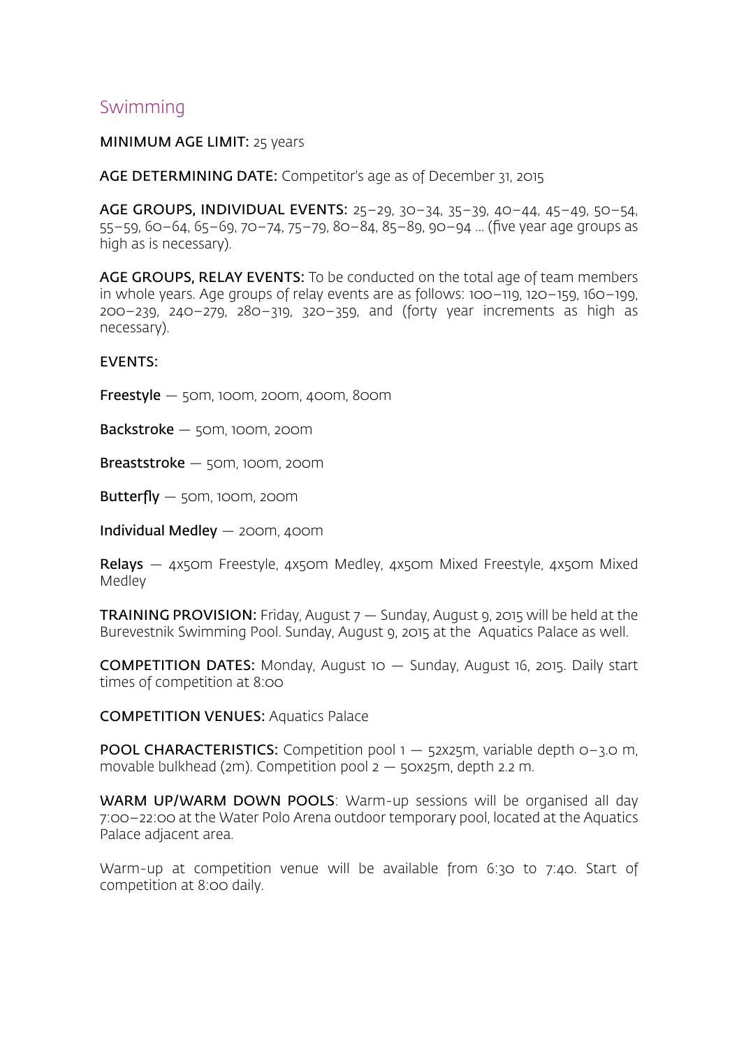## Swimming

**MINIMUM AGE LIMIT:** 25 years

**AGE DETERMINING DATE:** Competitor's age as of December 31, 2015

**AGE GROUPS, INDIVIDUAL EVENTS:** 25–29, 30–34, 35–39, 40–44, 45–49, 50–54, 55–59, 60–64, 65–69, 70–74, 75–79, 80–84, 85–89, 90–94 ... (five year age groups as high as is necessary).

**AGE GROUPS, RELAY EVENTS:** To be conducted on the total age of team members in whole years. Age groups of relay events are as follows: 100–119, 120–159, 160–199, 200–239, 240–279, 280–319, 320–359, and (forty year increments as high as necessary).

**EVENTS:**

**Freestyle** — 50m, 100m, 200m, 400m, 800m

**Backstroke** — 50m, 100m, 200m

**Breaststroke** — 50m, 100m, 200m

**Butterfly** — 50m, 100m, 200m

**Individual Medley** — 200m, 400m

**Relays** — 4x50m Freestyle, 4x50m Medley, 4x50m Mixed Freestyle, 4x50m Mixed Medley

**TRAINING PROVISION:** Friday, August 7 — Sunday, August 9, 2015 will be held at the Burevestnik Swimming Pool. Sunday, August 9, 2015 at the Aquatics Palace as well.

**COMPETITION DATES:** Monday, August 10 — Sunday, August 16, 2015. Daily start times of competition at 8:00

**COMPETITION VENUES:** Aquatics Palace

**POOL CHARACTERISTICS:** Competition pool 1 — 52x25m, variable depth 0–3.0 m, movable bulkhead (2m). Competition pool 2 — 50x25m, depth 2.2 m.

**WARM UP/WARM DOWN POOLS**: Warm-up sessions will be organised all day 7:00–22:00 at the Water Polo Arena outdoor temporary pool, located at the Aquatics Palace adjacent area.

Warm-up at competition venue will be available from 6:30 to 7:40. Start of competition at 8:00 daily.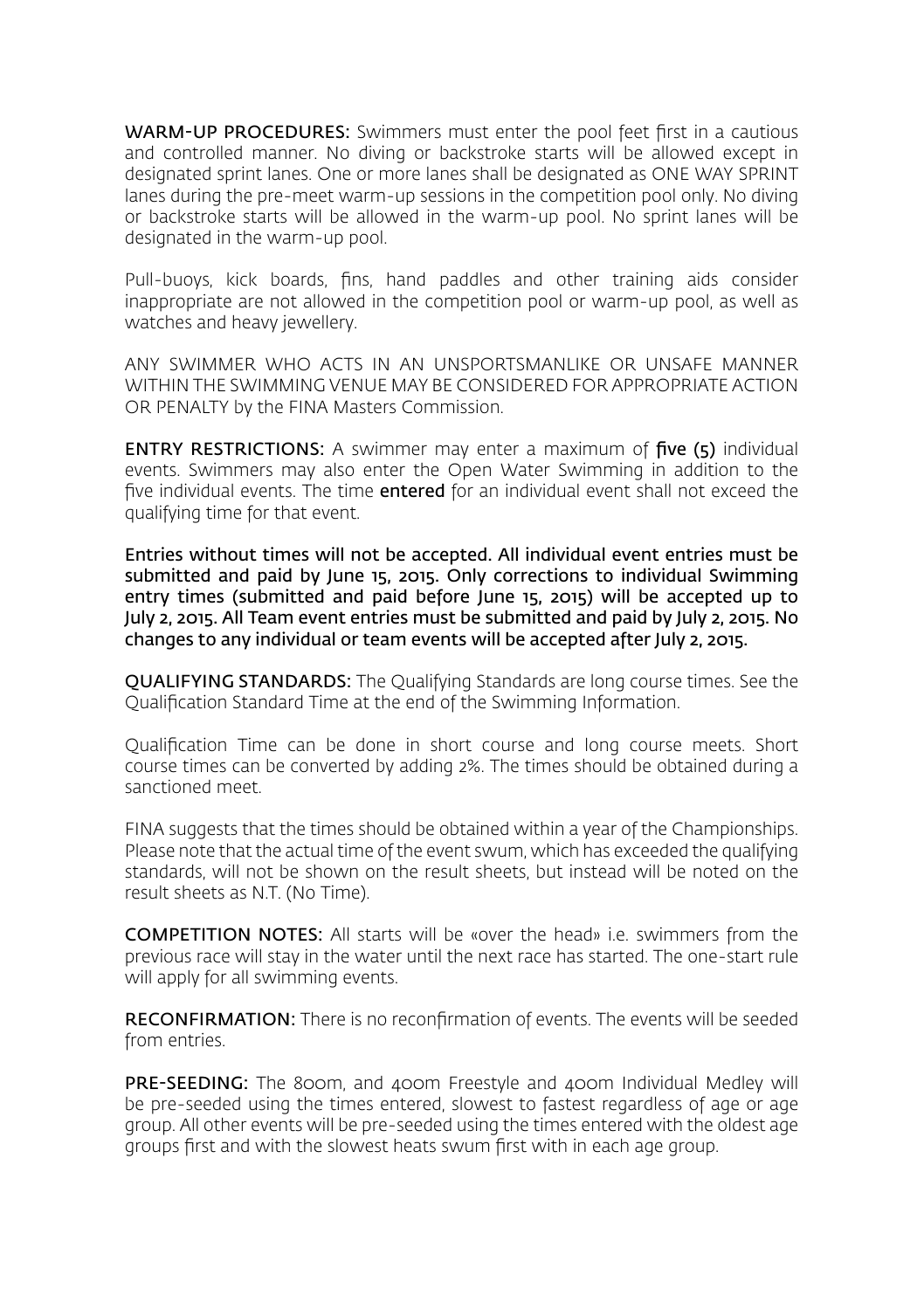**WARM-UP PROCEDURES:** Swimmers must enter the pool feet first in a cautious and controlled manner. No diving or backstroke starts will be allowed except in designated sprint lanes. One or more lanes shall be designated as ONE WAY SPRINT lanes during the pre-meet warm-up sessions in the competition pool only. No diving or backstroke starts will be allowed in the warm-up pool. No sprint lanes will be designated in the warm-up pool.

Pull-buoys, kick boards, fins, hand paddles and other training aids consider inappropriate are not allowed in the competition pool or warm-up pool, as well as watches and heavy jewellery.

ANY SWIMMER WHO ACTS IN AN UNSPORTSMANLIKE OR UNSAFE MANNER WITHIN THE SWIMMING VENUE MAY BE CONSIDERED FOR APPROPRIATE ACTION OR PENALTY by the FINA Masters Commission.

**ENTRY RESTRICTIONS:** A swimmer may enter a maximum of **five (5)** individual events. Swimmers may also enter the Open Water Swimming in addition to the five individual events. The time **entered** for an individual event shall not exceed the qualifying time for that event.

**Entries without times will not be accepted. All individual event entries must be submitted and paid by June 15, 2015. Only corrections to individual Swimming entry times (submitted and paid before June 15, 2015) will be accepted up to July 2, 2015. All Team event entries must be submitted and paid by July 2, 2015. No changes to any individual or team events will be accepted after July 2, 2015.**

**QUALIFYING STANDARDS:** The Qualifying Standards are long course times. See the Qualification Standard Time at the end of the Swimming Information.

Qualification Time can be done in short course and long course meets. Short course times can be converted by adding 2%. The times should be obtained during a sanctioned meet.

FINA suggests that the times should be obtained within a year of the Championships. Please note that the actual time of the event swum, which has exceeded the qualifying standards, will not be shown on the result sheets, but instead will be noted on the result sheets as N.T. (No Time).

**COMPETITION NOTES:** All starts will be «over the head» i.e. swimmers from the previous race will stay in the water until the next race has started. The one-start rule will apply for all swimming events.

**RECONFIRMATION:** There is no reconfirmation of events. The events will be seeded from entries.

**PRE-SEEDING:** The 800m, and 400m Freestyle and 400m Individual Medley will be pre-seeded using the times entered, slowest to fastest regardless of age or age group. All other events will be pre-seeded using the times entered with the oldest age groups first and with the slowest heats swum first with in each age group.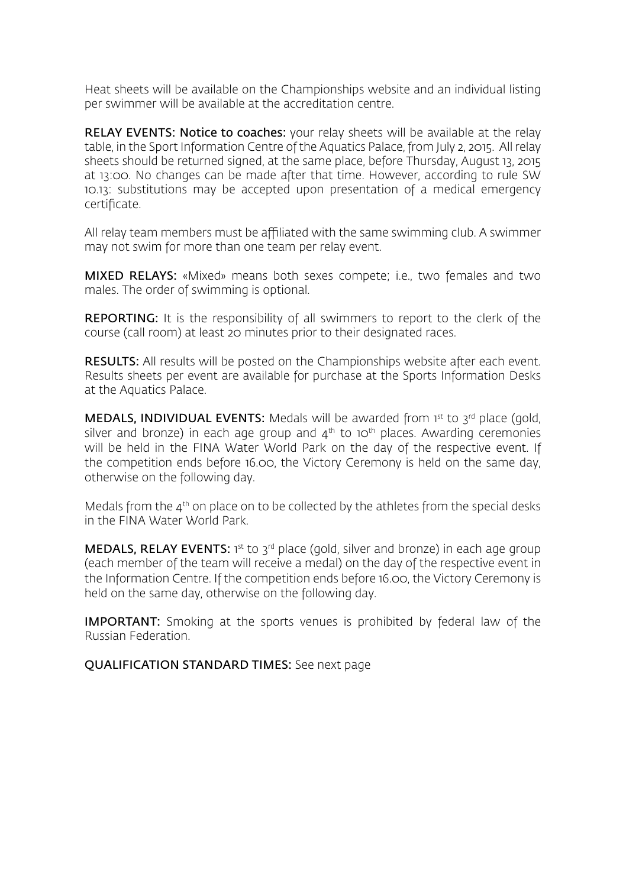Heat sheets will be available on the Championships website and an individual listing per swimmer will be available at the accreditation centre.

**RELAY EVENTS: Notice to coaches:** your relay sheets will be available at the relay table, in the Sport Information Centre of the Aquatics Palace, from July 2, 2015. All relay sheets should be returned signed, at the same place, before Thursday, August 13, 2015 at 13:00. No changes can be made after that time. However, according to rule SW 10.13: substitutions may be accepted upon presentation of a medical emergency certificate.

All relay team members must be affiliated with the same swimming club. A swimmer may not swim for more than one team per relay event.

**MIXED RELAYS:** «Mixed» means both sexes compete; i.e., two females and two males. The order of swimming is optional.

**REPORTING:** It is the responsibility of all swimmers to report to the clerk of the course (call room) at least 20 minutes prior to their designated races.

**RESULTS:** All results will be posted on the Championships website after each event. Results sheets per event are available for purchase at the Sports Information Desks at the Aquatics Palace.

**MEDALS, INDIVIDUAL EVENTS:** Medals will be awarded from 1st to 3rd place (gold, silver and bronze) in each age group and 4th to 10th places. Awarding ceremonies will be held in the FINA Water World Park on the day of the respective event. If the competition ends before 16.00, the Victory Ceremony is held on the same day, otherwise on the following day.

Medals from the 4th on place on to be collected by the athletes from the special desks in the FINA Water World Park.

**MEDALS, RELAY EVENTS:** 1st to 3rd place (gold, silver and bronze) in each age group (each member of the team will receive a medal) on the day of the respective event in the Information Centre. If the competition ends before 16.00, the Victory Ceremony is held on the same day, otherwise on the following day.

**IMPORTANT:** Smoking at the sports venues is prohibited by federal law of the Russian Federation.

**QUALIFICATION STANDARD TIMES:** See next page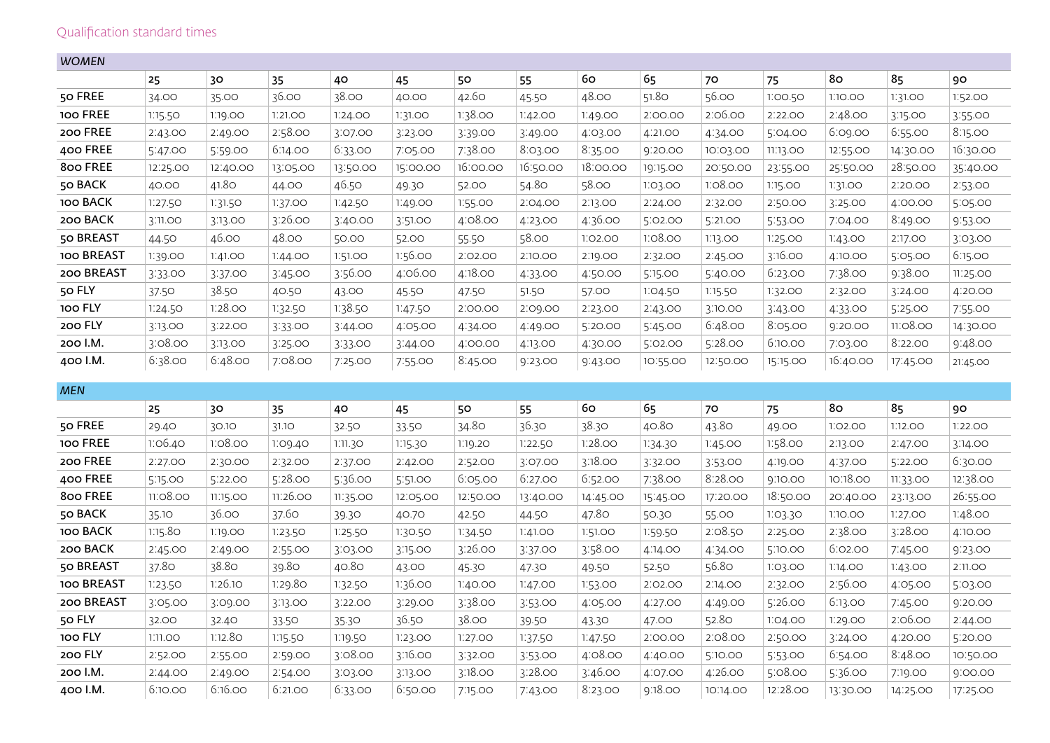Qualification standard times

| *WOMEN* | | | | | | | | | | | | | | |
|---|---|---|---|---|---|---|---|---|---|---|---|---|---|---|
| | 25 | 30 | 35 | 40 | 45 | 50 | 55 | 60 | 65 | 70 | 75 | 80 | 85 | 90 |
| 50 FREE | 34.00 | 35.00 | 36.00 | 38.00 | 40.00 | 42.60 | 45.50 | 48.00 | 51.80 | 56.00 | 1:00.50 | 1:10.00 | 1:31.00 | 1:52.00 |
| 100 FREE | 1:15.50 | 1:19.00 | 1:21.00 | 1:24.00 | 1:31.00 | 1:38.00 | 1:42.00 | 1:49.00 | 2:00.00 | 2:06.00 | 2:22.00 | 2:48.00 | 3:15.00 | 3:55.00 |
| 200 FREE | 2:43.00 | 2:49.00 | 2:58.00 | 3:07.00 | 3:23.00 | 3:39.00 | 3:49.00 | 4:03.00 | 4:21.00 | 4:34.00 | 5:04.00 | 6:09.00 | 6:55.00 | 8:15.00 |
| 400 FREE | 5:47.00 | 5:59.00 | 6:14.00 | 6:33.00 | 7:05.00 | 7:38.00 | 8:03.00 | 8:35.00 | 9:20.00 | 10:03.00 | 11:13.00 | 12:55.00 | 14:30.00 | 16:30.00 |
| 800 FREE | 12:25.00 | 12:40.00 | 13:05.00 | 13:50.00 | 15:00.00 | 16:00.00 | 16:50.00 | 18:00.00 | 19:15.00 | 20:50.00 | 23:55.00 | 25:50.00 | 28:50.00 | 35:40.00 |
| 50 BACK | 40.00 | 41.80 | 44.00 | 46.50 | 49.30 | 52.00 | 54.80 | 58.00 | 1:03.00 | 1:08.00 | 1:15.00 | 1:31.00 | 2:20.00 | 2:53.00 |
| 100 BACK | 1:27.50 | 1:31.50 | 1:37.00 | 1:42.50 | 1:49.00 | 1:55.00 | 2:04.00 | 2:13.00 | 2:24.00 | 2:32.00 | 2:50.00 | 3:25.00 | 4:00.00 | 5:05.00 |
| 200 BACK | 3:11.00 | 3:13.00 | 3:26.00 | 3:40.00 | 3:51.00 | 4:08.00 | 4:23.00 | 4:36.00 | 5:02.00 | 5:21.00 | 5:53.00 | 7:04.00 | 8:49.00 | 9:53.00 |
| 50 BREAST | 44.50 | 46.00 | 48.00 | 50.00 | 52.00 | 55.50 | 58.00 | 1:02.00 | 1:08.00 | 1:13.00 | 1:25.00 | 1:43.00 | 2:17.00 | 3:03.00 |
| 100 BREAST | 1:39.00 | 1:41.00 | 1:44.00 | 1:51.00 | 1:56.00 | 2:02.00 | 2:10.00 | 2:19.00 | 2:32.00 | 2:45.00 | 3:16.00 | 4:10.00 | 5:05.00 | 6:15.00 |
| 200 BREAST | 3:33.00 | 3:37.00 | 3:45.00 | 3:56.00 | 4:06.00 | 4:18.00 | 4:33.00 | 4:50.00 | 5:15.00 | 5:40.00 | 6:23.00 | 7:38.00 | 9:38.00 | 11:25.00 |
| 50 FLY | 37.50 | 38.50 | 40.50 | 43.00 | 45.50 | 47.50 | 51.50 | 57.00 | 1:04.50 | 1:15.50 | 1:32.00 | 2:32.00 | 3:24.00 | 4:20.00 |
| 100 FLY | 1:24.50 | 1:28.00 | 1:32.50 | 1:38.50 | 1:47.50 | 2:00.00 | 2:09.00 | 2:23.00 | 2:43.00 | 3:10.00 | 3:43.00 | 4:33.00 | 5:25.00 | 7:55.00 |
| 200 FLY | 3:13.00 | 3:22.00 | 3:33.00 | 3:44.00 | 4:05.00 | 4:34.00 | 4:49.00 | 5:20.00 | 5:45.00 | 6:48.00 | 8:05.00 | 9:20.00 | 11:08.00 | 14:30.00 |
| 200 I.M. | 3:08.00 | 3:13.00 | 3:25.00 | 3:33.00 | 3:44.00 | 4:00.00 | 4:13.00 | 4:30.00 | 5:02.00 | 5:28.00 | 6:10.00 | 7:03.00 | 8:22.00 | 9:48.00 |
| 400 I.M. | 6:38.00 | 6:48.00 | 7:08.00 | 7:25.00 | 7:55.00 | 8:45.00 | 9:23.00 | 9:43.00 | 10:55.00 | 12:50.00 | 15:15.00 | 16:40.00 | 17:45.00 | 21:45.00 |

| *MEN* | | | | | | | | | | | | | | |
|---|---|---|---|---|---|---|---|---|---|---|---|---|---|---|
| | 25 | 30 | 35 | 40 | 45 | 50 | 55 | 60 | 65 | 70 | 75 | 80 | 85 | 90 |
| 50 FREE | 29.40 | 30.10 | 31.10 | 32.50 | 33.50 | 34.80 | 36.30 | 38.30 | 40.80 | 43.80 | 49.00 | 1:02.00 | 1:12.00 | 1:22.00 |
| 100 FREE | 1:06.40 | 1:08.00 | 1:09.40 | 1:11.30 | 1:15.30 | 1:19.20 | 1:22.50 | 1:28.00 | 1:34.30 | 1:45.00 | 1:58.00 | 2:13.00 | 2:47.00 | 3:14.00 |
| 200 FREE | 2:27.00 | 2:30.00 | 2:32.00 | 2:37.00 | 2:42.00 | 2:52.00 | 3:07.00 | 3:18.00 | 3:32.00 | 3:53.00 | 4:19.00 | 4:37.00 | 5:22.00 | 6:30.00 |
| 400 FREE | 5:15.00 | 5:22.00 | 5:28.00 | 5:36.00 | 5:51.00 | 6:05.00 | 6:27.00 | 6:52.00 | 7:38.00 | 8:28.00 | 9:10.00 | 10:18.00 | 11:33.00 | 12:38.00 |
| 800 FREE | 11:08.00 | 11:15.00 | 11:26.00 | 11:35.00 | 12:05.00 | 12:50.00 | 13:40.00 | 14:45.00 | 15:45.00 | 17:20.00 | 18:50.00 | 20:40.00 | 23:13.00 | 26:55.00 |
| 50 BACK | 35.10 | 36.00 | 37.60 | 39.30 | 40.70 | 42.50 | 44.50 | 47.80 | 50.30 | 55.00 | 1:03.30 | 1:10.00 | 1:27.00 | 1:48.00 |
| 100 BACK | 1:15.80 | 1:19.00 | 1:23.50 | 1:25.50 | 1:30.50 | 1:34.50 | 1:41.00 | 1:51.00 | 1:59.50 | 2:08.50 | 2:25.00 | 2:38.00 | 3:28.00 | 4:10.00 |
| 200 BACK | 2:45.00 | 2:49.00 | 2:55.00 | 3:03.00 | 3:15.00 | 3:26.00 | 3:37.00 | 3:58.00 | 4:14.00 | 4:34.00 | 5:10.00 | 6:02.00 | 7:45.00 | 9:23.00 |
| 50 BREAST | 37.80 | 38.80 | 39.80 | 40.80 | 43.00 | 45.30 | 47.30 | 49.50 | 52.50 | 56.80 | 1:03.00 | 1:14.00 | 1:43.00 | 2:11.00 |
| 100 BREAST | 1:23.50 | 1:26.10 | 1:29.80 | 1:32.50 | 1:36.00 | 1:40.00 | 1:47.00 | 1:53.00 | 2:02.00 | 2:14.00 | 2:32.00 | 2:56.00 | 4:05.00 | 5:03.00 |
| 200 BREAST | 3:05.00 | 3:09.00 | 3:13.00 | 3:22.00 | 3:29.00 | 3:38.00 | 3:53.00 | 4:05.00 | 4:27.00 | 4:49.00 | 5:26.00 | 6:13.00 | 7:45.00 | 9:20.00 |
| 50 FLY | 32.00 | 32.40 | 33.50 | 35.30 | 36.50 | 38.00 | 39.50 | 43.30 | 47.00 | 52.80 | 1:04.00 | 1:29.00 | 2:06.00 | 2:44.00 |
| 100 FLY | 1:11.00 | 1:12.80 | 1:15.50 | 1:19.50 | 1:23.00 | 1:27.00 | 1:37.50 | 1:47.50 | 2:00.00 | 2:08.00 | 2:50.00 | 3:24.00 | 4:20.00 | 5:20.00 |
| 200 FLY | 2:52.00 | 2:55.00 | 2:59.00 | 3:08.00 | 3:16.00 | 3:32.00 | 3:53.00 | 4:08.00 | 4:40.00 | 5:10.00 | 5:53.00 | 6:54.00 | 8:48.00 | 10:50.00 |
| 200 I.M. | 2:44.00 | 2:49.00 | 2:54.00 | 3:03.00 | 3:13.00 | 3:18.00 | 3:28.00 | 3:46.00 | 4:07.00 | 4:26.00 | 5:08.00 | 5:36.00 | 7:19.00 | 9:00.00 |
| 400 I.M. | 6:10.00 | 6:16.00 | 6:21.00 | 6:33.00 | 6:50.00 | 7:15.00 | 7:43.00 | 8:23.00 | 9:18.00 | 10:14.00 | 12:28.00 | 13:30.00 | 14:25.00 | 17:25.00 |